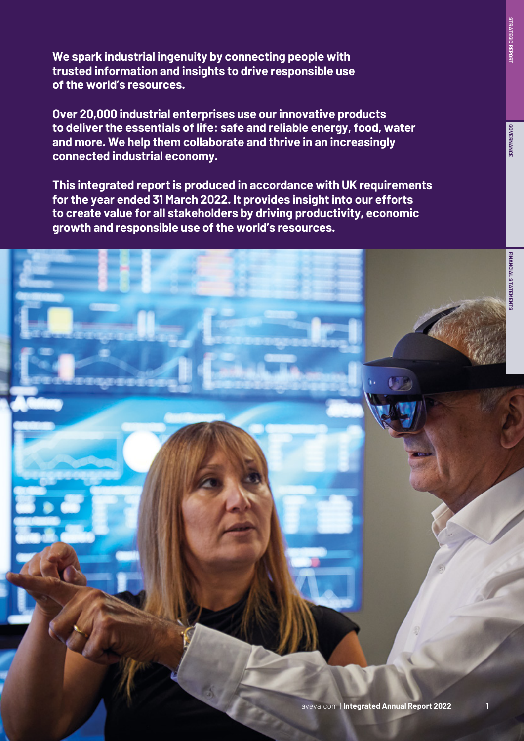**We spark industrial ingenuity by connecting people with trusted information and insights to drive responsible use of the world's resources.**

**Over 20,000 industrial enterprises use our innovative products to deliver the essentials of life: safe and reliable energy, food, water and more. We help them collaborate and thrive in an increasingly connected industrial economy.**

**This integrated report is produced in accordance with UK requirements for the year ended 31 March 2022. It provides insight into our efforts to create value for all stakeholders by driving productivity, economic growth and responsible use of the world's resources.**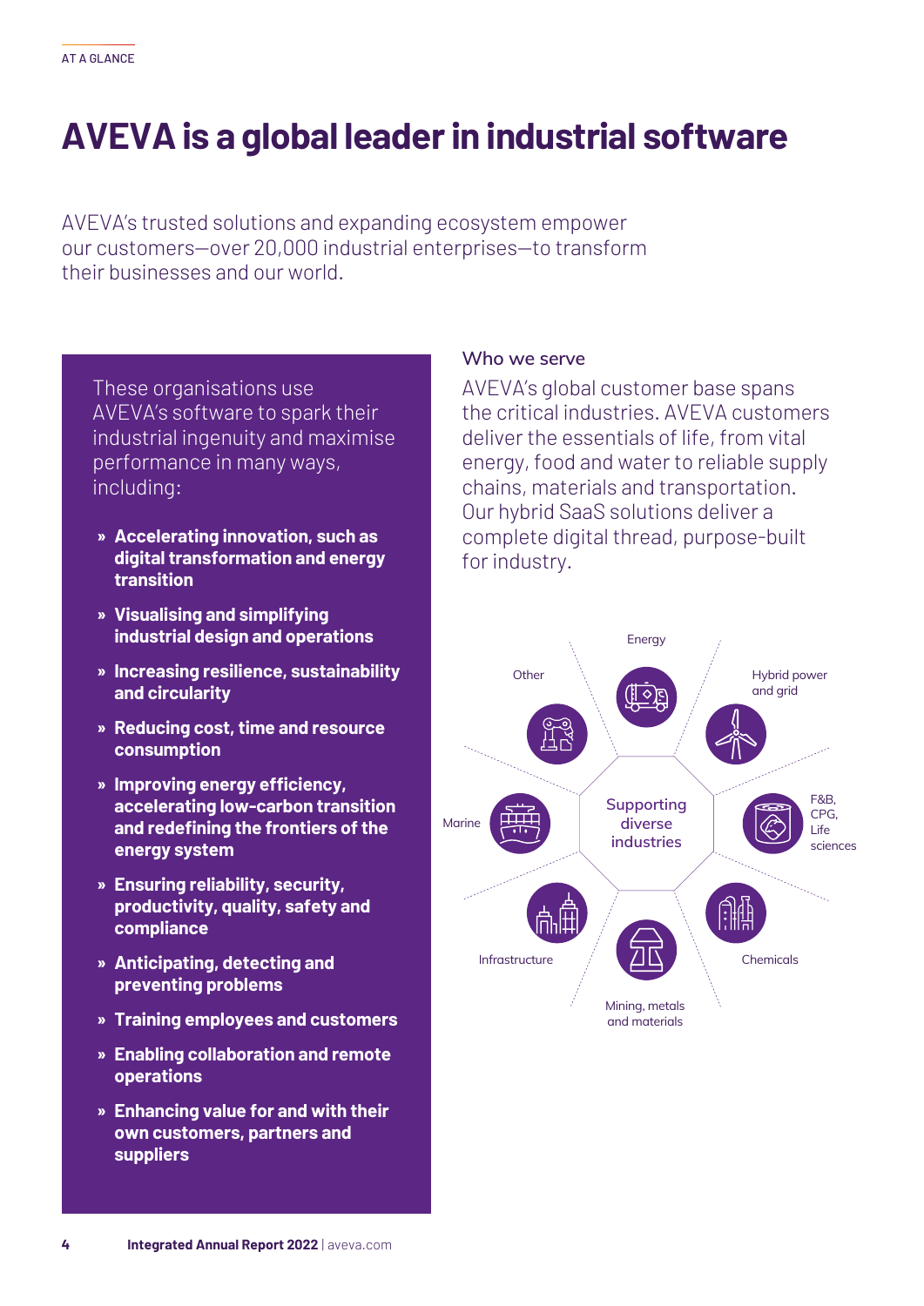AT A GLANCE

# AVEVA is a global leader in industrial software

AVEVA's trusted solutions and expanding ecosystem empower our customers—over 20,000 industrial enterprises—to transform their businesses and our world.

These organisations use AVEVA's software to spark their industrial ingenuity and maximise performance in many ways, including:

- **Accelerating innovation, such as digital transformation and energy transition**
- **Visualising and simplifying industrial design and operations**
- **Increasing resilience, sustainability and circularity**
- **Reducing cost, time and resource consumption**
- **Improving energy efficiency, accelerating low-carbon transition and redefining the frontiers of the energy system**
- **Ensuring reliability, security, productivity, quality, safety and compliance**
- **Anticipating, detecting and preventing problems**
- **Training employees and customers**
- **Enabling collaboration and remote operations**
- **Enhancing value for and with their own customers, partners and suppliers**

## Who we serve

AVEVA's global customer base spans the critical industries. AVEVA customers deliver the essentials of life, from vital energy, food and water to reliable supply chains, materials and transportation. Our hybrid SaaS solutions deliver a complete digital thread, purpose-built for industry.

Supporting diverse industries

- Energy
- Hybrid power and grid
- F&B, CPG, Life sciences
- Chemicals
- Mining, metals and materials
- Infrastructure
- Marine
- Other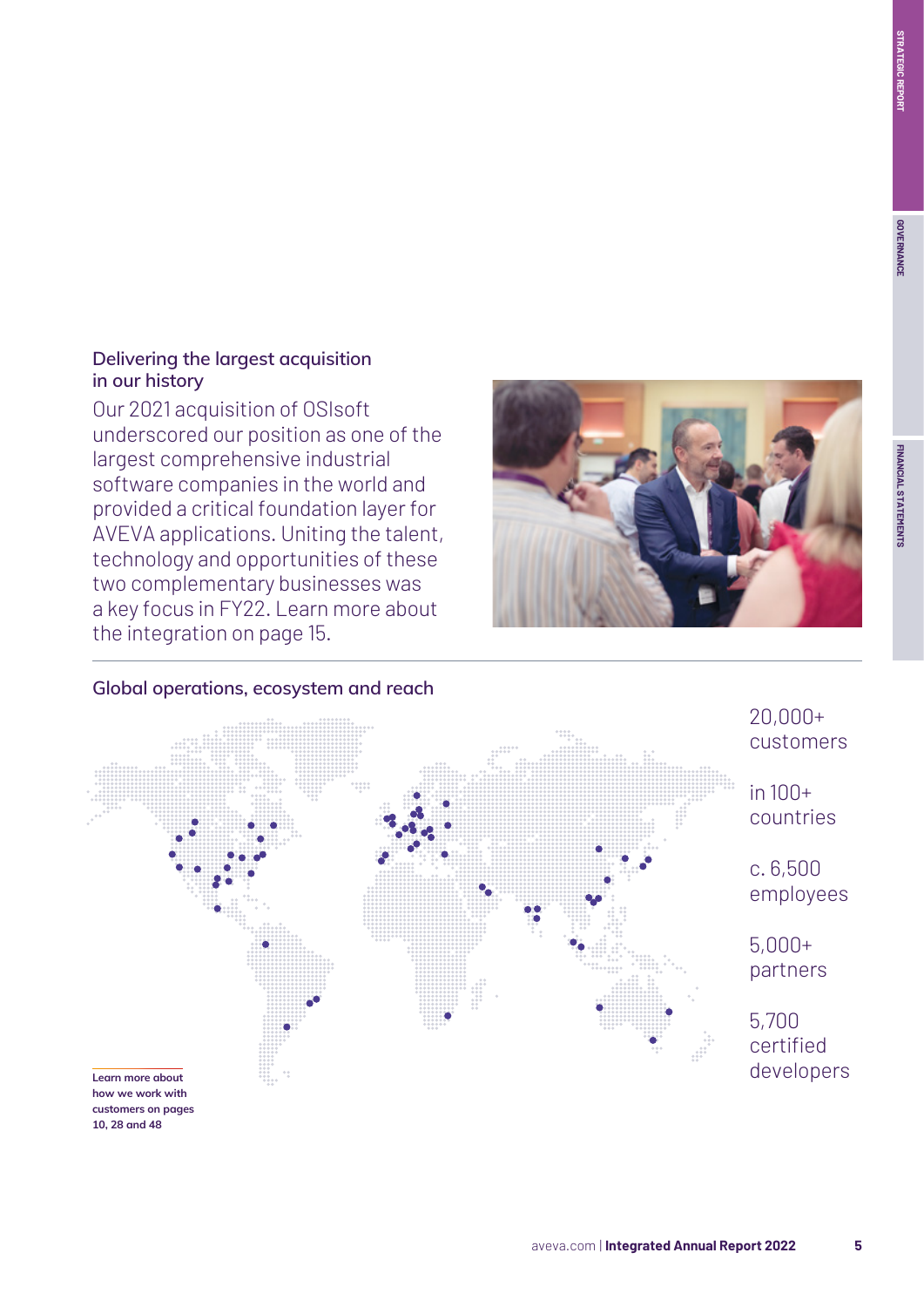### Delivering the largest acquisition in our history

Our 2021 acquisition of OSIsoft underscored our position as one of the largest comprehensive industrial software companies in the world and provided a critical foundation layer for AVEVA applications. Uniting the talent, technology and opportunities of these two complementary businesses was a key focus in FY22. Learn more about the integration on page 15.

### Global operations, ecosystem and reach

20,000+ customers

in 100+ countries

c. 6,500 employees

5,000+ partners

5,700 certified developers

**Learn more about how we work with customers on pages 10, 28 and 48**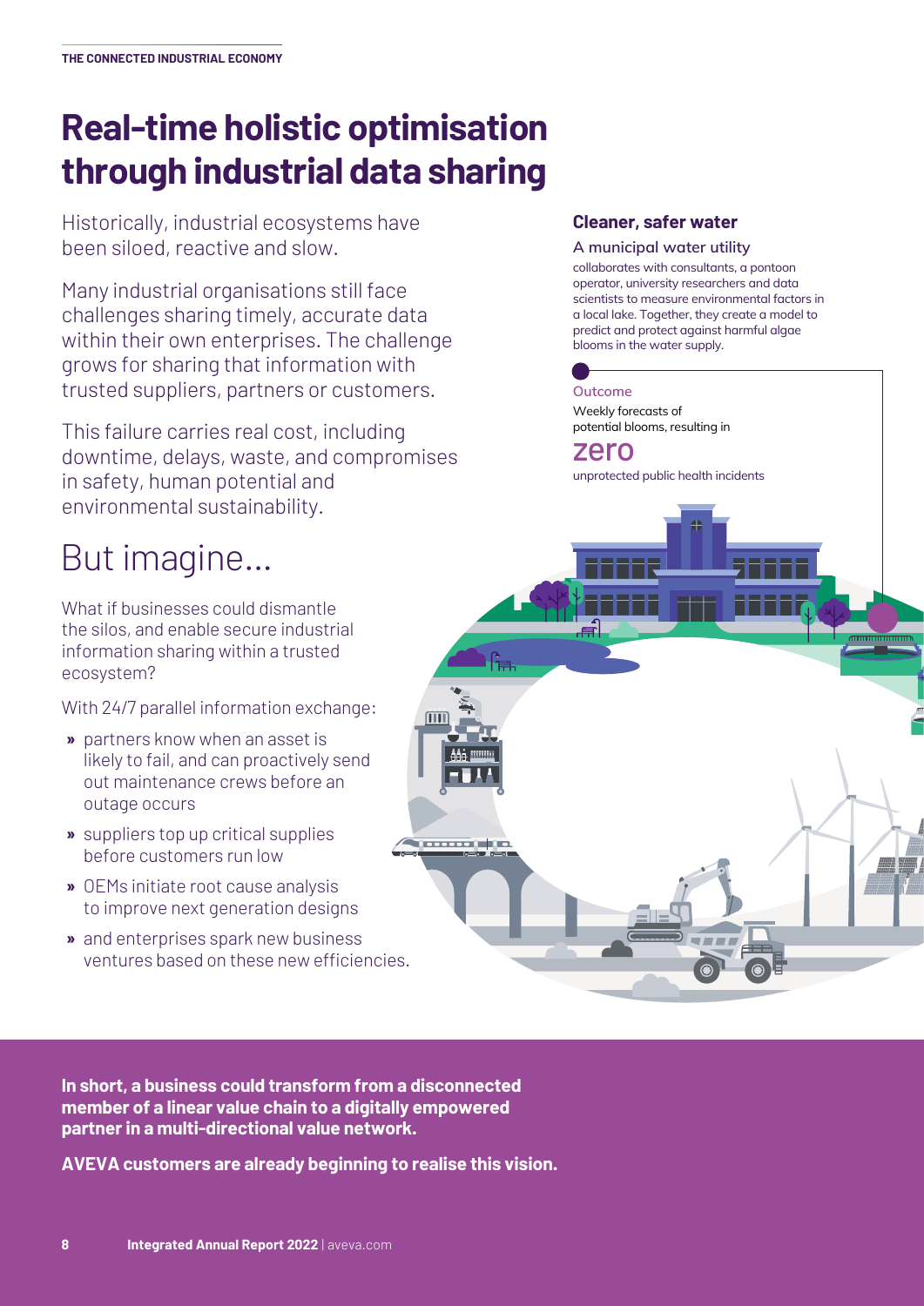# Real-time holistic optimisation through industrial data sharing

Historically, industrial ecosystems have been siloed, reactive and slow.

Many industrial organisations still face challenges sharing timely, accurate data within their own enterprises. The challenge grows for sharing that information with trusted suppliers, partners or customers.

This failure carries real cost, including downtime, delays, waste, and compromises in safety, human potential and environmental sustainability.

## But imagine...

What if businesses could dismantle the silos, and enable secure industrial information sharing within a trusted ecosystem?

With 24/7 parallel information exchange:

- partners know when an asset is likely to fail, and can proactively send out maintenance crews before an outage occurs
- suppliers top up critical supplies before customers run low
- OEMs initiate root cause analysis to improve next generation designs
- and enterprises spark new business ventures based on these new efficiencies.

### Cleaner, safer water

A municipal water utility

collaborates with consultants, a pontoon operator, university researchers and data scientists to measure environmental factors in a local lake. Together, they create a model to predict and protect against harmful algae blooms in the water supply.

Outcome

Weekly forecasts of potential blooms, resulting in

zero

unprotected public health incidents

**In short, a business could transform from a disconnected member of a linear value chain to a digitally empowered partner in a multi-directional value network.**

**AVEVA customers are already beginning to realise this vision.**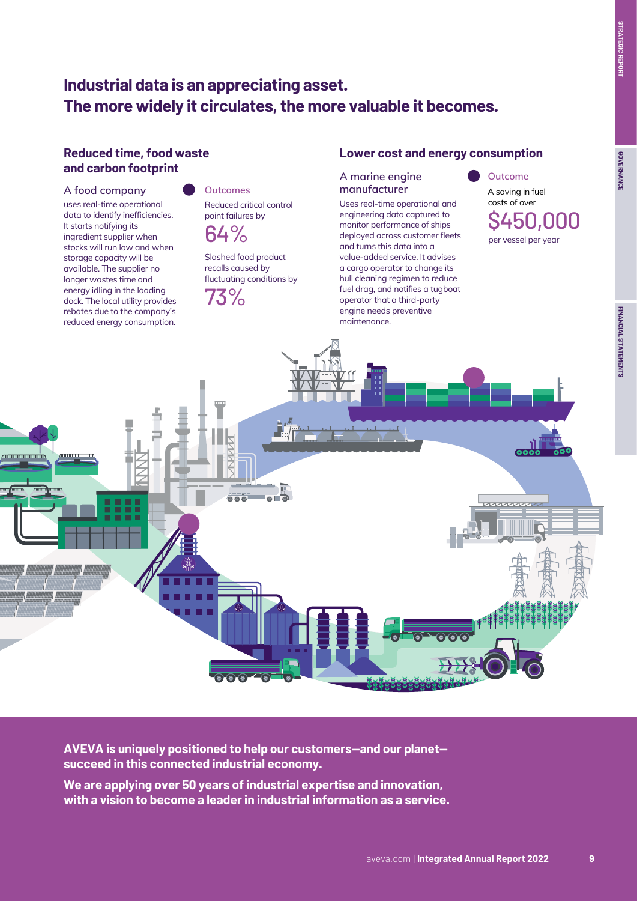# Industrial data is an appreciating asset. The more widely it circulates, the more valuable it becomes.

## Reduced time, food waste and carbon footprint

### A food company

uses real-time operational data to identify inefficiencies. It starts notifying its ingredient supplier when stocks will run low and when storage capacity will be available. The supplier no longer wastes time and energy idling in the loading dock. The local utility provides rebates due to the company's reduced energy consumption.

**Outcomes**

Reduced critical control point failures by

64%

Slashed food product recalls caused by fluctuating conditions by

73%

## Lower cost and energy consumption

### A marine engine manufacturer

Uses real-time operational and engineering data captured to monitor performance of ships deployed across customer fleets and turns this data into a value-added service. It advises a cargo operator to change its hull cleaning regimen to reduce fuel drag, and notifies a tugboat operator that a third-party engine needs preventive maintenance.

**Outcome**

A saving in fuel costs of over

$450,000

per vessel per year

**AVEVA is uniquely positioned to help our customers—and our planet—succeed in this connected industrial economy.**

**We are applying over 50 years of industrial expertise and innovation, with a vision to become a leader in industrial information as a service.**